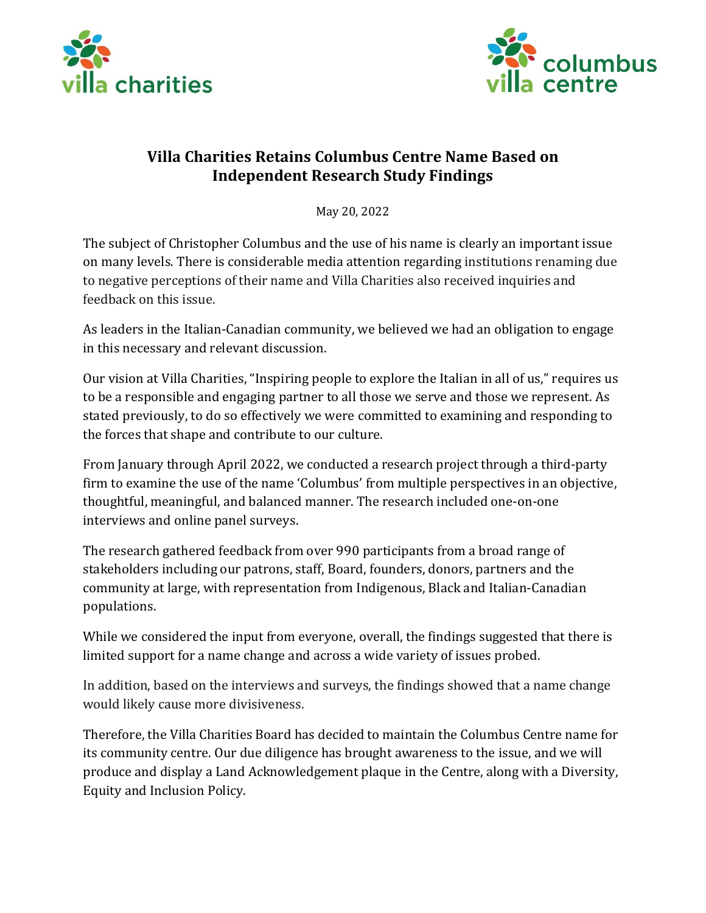villa charities

columbus villa centre

# Villa Charities Retains Columbus Centre Name Based on Independent Research Study Findings

May 20, 2022

The subject of Christopher Columbus and the use of his name is clearly an important issue on many levels. There is considerable media attention regarding institutions renaming due to negative perceptions of their name and Villa Charities also received inquiries and feedback on this issue.

As leaders in the Italian-Canadian community, we believed we had an obligation to engage in this necessary and relevant discussion.

Our vision at Villa Charities, "Inspiring people to explore the Italian in all of us," requires us to be a responsible and engaging partner to all those we serve and those we represent. As stated previously, to do so effectively we were committed to examining and responding to the forces that shape and contribute to our culture.

From January through April 2022, we conducted a research project through a third-party firm to examine the use of the name 'Columbus' from multiple perspectives in an objective, thoughtful, meaningful, and balanced manner. The research included one-on-one interviews and online panel surveys.

The research gathered feedback from over 990 participants from a broad range of stakeholders including our patrons, staff, Board, founders, donors, partners and the community at large, with representation from Indigenous, Black and Italian-Canadian populations.

While we considered the input from everyone, overall, the findings suggested that there is limited support for a name change and across a wide variety of issues probed.

In addition, based on the interviews and surveys, the findings showed that a name change would likely cause more divisiveness.

Therefore, the Villa Charities Board has decided to maintain the Columbus Centre name for its community centre. Our due diligence has brought awareness to the issue, and we will produce and display a Land Acknowledgement plaque in the Centre, along with a Diversity, Equity and Inclusion Policy.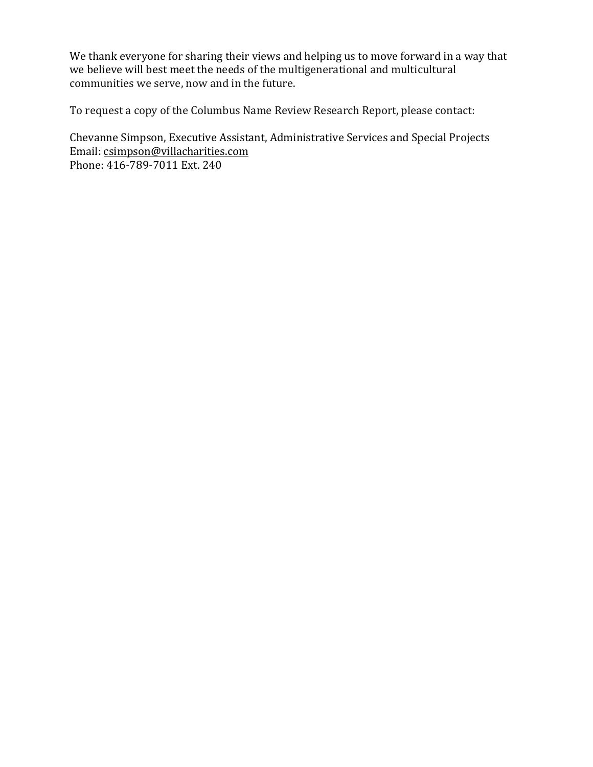We thank everyone for sharing their views and helping us to move forward in a way that we believe will best meet the needs of the multigenerational and multicultural communities we serve, now and in the future.

To request a copy of the Columbus Name Review Research Report, please contact:

Chevanne Simpson, Executive Assistant, Administrative Services and Special Projects
Email: csimpson@villacharities.com
Phone: 416-789-7011 Ext. 240